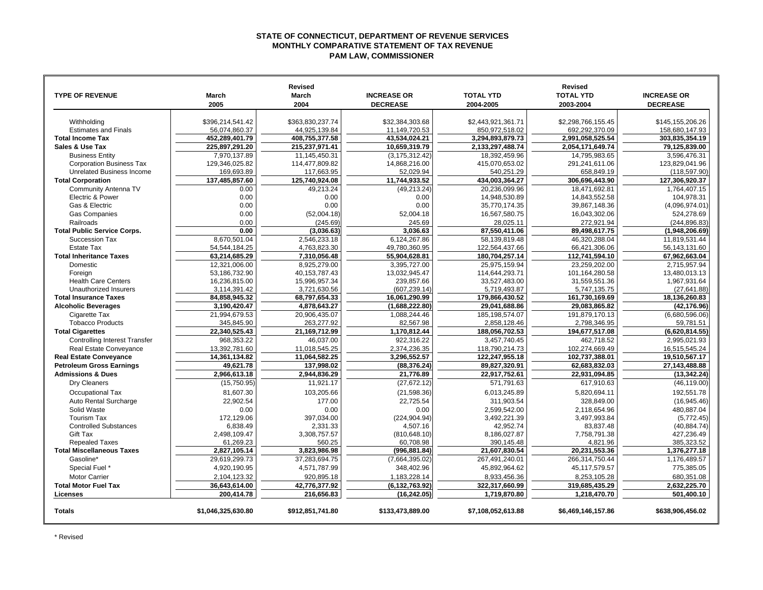# STATE OF CONNECTICUT, DEPARTMENT OF REVENUE SERVICES
## MONTHLY COMPARATIVE STATEMENT OF TAX REVENUE
### PAM LAW, COMMISSIONER

| TYPE OF REVENUE | March 2005 | Revised March 2004 | INCREASE OR DECREASE | TOTAL YTD 2004-2005 | Revised TOTAL YTD 2003-2004 | INCREASE OR DECREASE |
|---|---|---|---|---|---|---|
| Withholding | $396,214,541.42 | $363,830,237.74 | $32,384,303.68 | $2,443,921,361.71 | $2,298,766,155.45 | $145,155,206.26 |
| Estimates and Finals | 56,074,860.37 | 44,925,139.84 | 11,149,720.53 | 850,972,518.02 | 692,292,370.09 | 158,680,147.93 |
| **Total Income Tax** | **452,289,401.79** | **408,755,377.58** | **43,534,024.21** | **3,294,893,879.73** | **2,991,058,525.54** | **303,835,354.19** |
| **Sales & Use Tax** | **225,897,291.20** | **215,237,971.41** | **10,659,319.79** | **2,133,297,488.74** | **2,054,171,649.74** | **79,125,839.00** |
| Business Entity | 7,970,137.89 | 11,145,450.31 | (3,175,312.42) | 18,392,459.96 | 14,795,983.65 | 3,596,476.31 |
| Corporation Business Tax | 129,346,025.82 | 114,477,809.82 | 14,868,216.00 | 415,070,653.02 | 291,241,611.06 | 123,829,041.96 |
| Unrelated Business Income | 169,693.89 | 117,663.95 | 52,029.94 | 540,251.29 | 658,849.19 | (118,597.90) |
| **Total Corporation** | **137,485,857.60** | **125,740,924.08** | **11,744,933.52** | **434,003,364.27** | **306,696,443.90** | **127,306,920.37** |
| Community Antenna TV | 0.00 | 49,213.24 | (49,213.24) | 20,236,099.96 | 18,471,692.81 | 1,764,407.15 |
| Electric & Power | 0.00 | 0.00 | 0.00 | 14,948,530.89 | 14,843,552.58 | 104,978.31 |
| Gas & Electric | 0.00 | 0.00 | 0.00 | 35,770,174.35 | 39,867,148.36 | (4,096,974.01) |
| Gas Companies | 0.00 | (52,004.18) | 52,004.18 | 16,567,580.75 | 16,043,302.06 | 524,278.69 |
| Railroads | 0.00 | (245.69) | 245.69 | 28,025.11 | 272,921.94 | (244,896.83) |
| **Total Public Service Corps.** | **0.00** | **(3,036.63)** | **3,036.63** | **87,550,411.06** | **89,498,617.75** | **(1,948,206.69)** |
| Succession Tax | 8,670,501.04 | 2,546,233.18 | 6,124,267.86 | 58,139,819.48 | 46,320,288.04 | 11,819,531.44 |
| Estate Tax | 54,544,184.25 | 4,763,823.30 | 49,780,360.95 | 122,564,437.66 | 66,421,306.06 | 56,143,131.60 |
| **Total Inheritance Taxes** | **63,214,685.29** | **7,310,056.48** | **55,904,628.81** | **180,704,257.14** | **112,741,594.10** | **67,962,663.04** |
| Domestic | 12,321,006.00 | 8,925,279.00 | 3,395,727.00 | 25,975,159.94 | 23,259,202.00 | 2,715,957.94 |
| Foreign | 53,186,732.90 | 40,153,787.43 | 13,032,945.47 | 114,644,293.71 | 101,164,280.58 | 13,480,013.13 |
| Health Care Centers | 16,236,815.00 | 15,996,957.34 | 239,857.66 | 33,527,483.00 | 31,559,551.36 | 1,967,931.64 |
| Unauthorized Insurers | 3,114,391.42 | 3,721,630.56 | (607,239.14) | 5,719,493.87 | 5,747,135.75 | (27,641.88) |
| **Total Insurance Taxes** | **84,858,945.32** | **68,797,654.33** | **16,061,290.99** | **179,866,430.52** | **161,730,169.69** | **18,136,260.83** |
| **Alcoholic Beverages** | **3,190,420.47** | **4,878,643.27** | **(1,688,222.80)** | **29,041,688.86** | **29,083,865.82** | **(42,176.96)** |
| Cigarette Tax | 21,994,679.53 | 20,906,435.07 | 1,088,244.46 | 185,198,574.07 | 191,879,170.13 | (6,680,596.06) |
| Tobacco Products | 345,845.90 | 263,277.92 | 82,567.98 | 2,858,128.46 | 2,798,346.95 | 59,781.51 |
| **Total Cigarettes** | **22,340,525.43** | **21,169,712.99** | **1,170,812.44** | **188,056,702.53** | **194,677,517.08** | **(6,620,814.55)** |
| Controlling Interest Transfer | 968,353.22 | 46,037.00 | 922,316.22 | 3,457,740.45 | 462,718.52 | 2,995,021.93 |
| Real Estate Conveyance | 13,392,781.60 | 11,018,545.25 | 2,374,236.35 | 118,790,214.73 | 102,274,669.49 | 16,515,545.24 |
| **Real Estate Conveyance** | **14,361,134.82** | **11,064,582.25** | **3,296,552.57** | **122,247,955.18** | **102,737,388.01** | **19,510,567.17** |
| **Petroleum Gross Earnings** | **49,621.78** | **137,998.02** | **(88,376.24)** | **89,827,320.91** | **62,683,832.03** | **27,143,488.88** |
| **Admissions & Dues** | **2,966,613.18** | **2,944,836.29** | **21,776.89** | **22,917,752.61** | **22,931,094.85** | **(13,342.24)** |
| Dry Cleaners | (15,750.95) | 11,921.17 | (27,672.12) | 571,791.63 | 617,910.63 | (46,119.00) |
| Occupational Tax | 81,607.30 | 103,205.66 | (21,598.36) | 6,013,245.89 | 5,820,694.11 | 192,551.78 |
| Auto Rental Surcharge | 22,902.54 | 177.00 | 22,725.54 | 311,903.54 | 328,849.00 | (16,945.46) |
| Solid Waste | 0.00 | 0.00 | 0.00 | 2,599,542.00 | 2,118,654.96 | 480,887.04 |
| Tourism Tax | 172,129.06 | 397,034.00 | (224,904.94) | 3,492,221.39 | 3,497,993.84 | (5,772.45) |
| Controlled Substances | 6,838.49 | 2,331.33 | 4,507.16 | 42,952.74 | 83,837.48 | (40,884.74) |
| Gift Tax | 2,498,109.47 | 3,308,757.57 | (810,648.10) | 8,186,027.87 | 7,758,791.38 | 427,236.49 |
| Repealed Taxes | 61,269.23 | 560.25 | 60,708.98 | 390,145.48 | 4,821.96 | 385,323.52 |
| **Total Miscellaneous Taxes** | **2,827,105.14** | **3,823,986.98** | **(996,881.84)** | **21,607,830.54** | **20,231,553.36** | **1,376,277.18** |
| Gasoline* | 29,619,299.73 | 37,283,694.75 | (7,664,395.02) | 267,491,240.01 | 266,314,750.44 | 1,176,489.57 |
| Special Fuel * | 4,920,190.95 | 4,571,787.99 | 348,402.96 | 45,892,964.62 | 45,117,579.57 | 775,385.05 |
| Motor Carrier | 2,104,123.32 | 920,895.18 | 1,183,228.14 | 8,933,456.36 | 8,253,105.28 | 680,351.08 |
| **Total Motor Fuel Tax** | **36,643,614.00** | **42,776,377.92** | **(6,132,763.92)** | **322,317,660.99** | **319,685,435.29** | **2,632,225.70** |
| **Licenses** | **200,414.78** | **216,656.83** | **(16,242.05)** | **1,719,870.80** | **1,218,470.70** | **501,400.10** |
| **Totals** | **$1,046,325,630.80** | **$912,851,741.80** | **$133,473,889.00** | **$7,108,052,613.88** | **$6,469,146,157.86** | **$638,906,456.02** |

\* Revised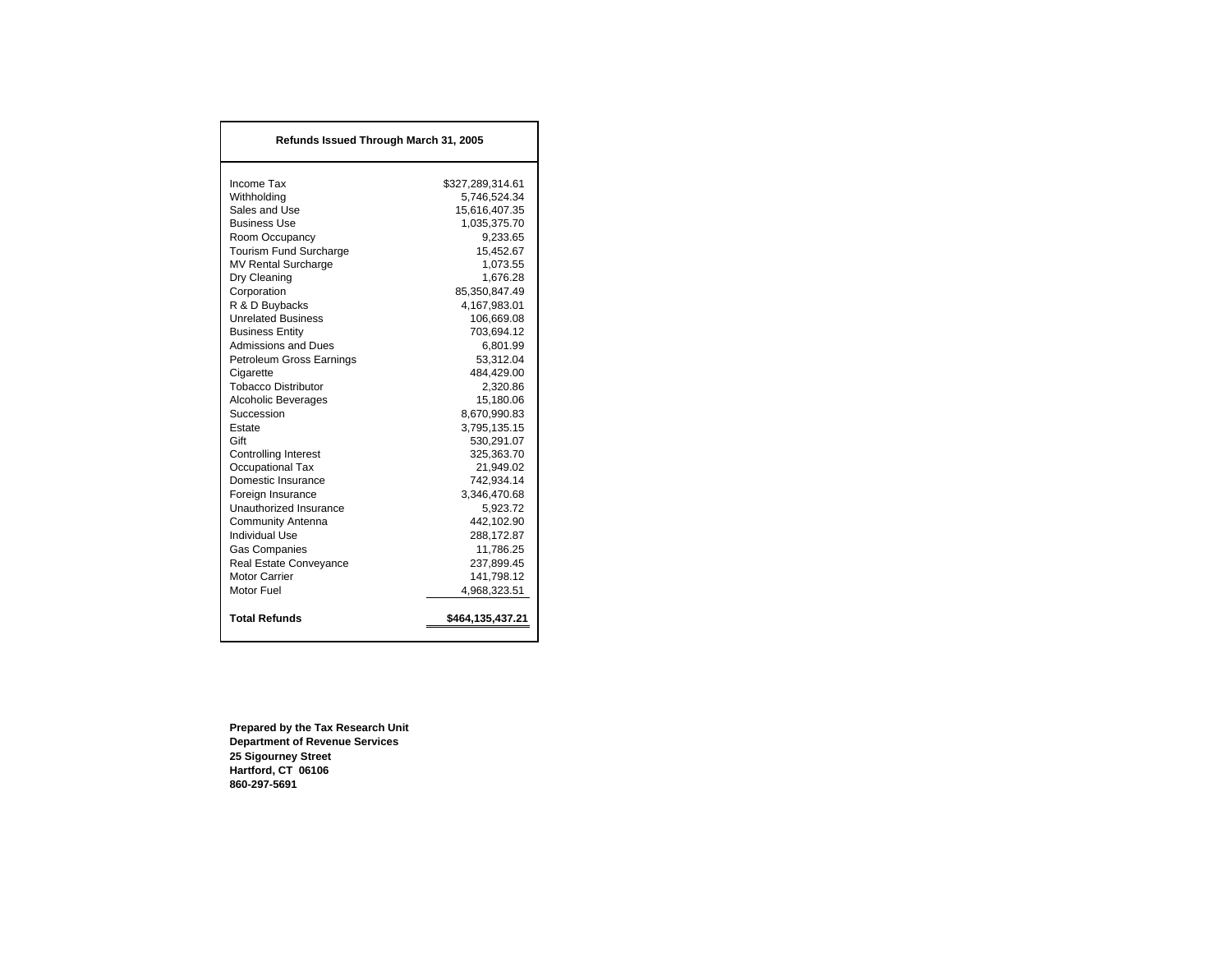| Refunds Issued Through March 31, 2005 | |
| --- | --- |
| Income Tax | $327,289,314.61 |
| Withholding | 5,746,524.34 |
| Sales and Use | 15,616,407.35 |
| Business Use | 1,035,375.70 |
| Room Occupancy | 9,233.65 |
| Tourism Fund Surcharge | 15,452.67 |
| MV Rental Surcharge | 1,073.55 |
| Dry Cleaning | 1,676.28 |
| Corporation | 85,350,847.49 |
| R & D Buybacks | 4,167,983.01 |
| Unrelated Business | 106,669.08 |
| Business Entity | 703,694.12 |
| Admissions and Dues | 6,801.99 |
| Petroleum Gross Earnings | 53,312.04 |
| Cigarette | 484,429.00 |
| Tobacco Distributor | 2,320.86 |
| Alcoholic Beverages | 15,180.06 |
| Succession | 8,670,990.83 |
| Estate | 3,795,135.15 |
| Gift | 530,291.07 |
| Controlling Interest | 325,363.70 |
| Occupational Tax | 21,949.02 |
| Domestic Insurance | 742,934.14 |
| Foreign Insurance | 3,346,470.68 |
| Unauthorized Insurance | 5,923.72 |
| Community Antenna | 442,102.90 |
| Individual Use | 288,172.87 |
| Gas Companies | 11,786.25 |
| Real Estate Conveyance | 237,899.45 |
| Motor Carrier | 141,798.12 |
| Motor Fuel | 4,968,323.51 |
| **Total Refunds** | **$464,135,437.21** |

**Prepared by the Tax Research Unit**
**Department of Revenue Services**
**25 Sigourney Street**
**Hartford, CT 06106**
**860-297-5691**